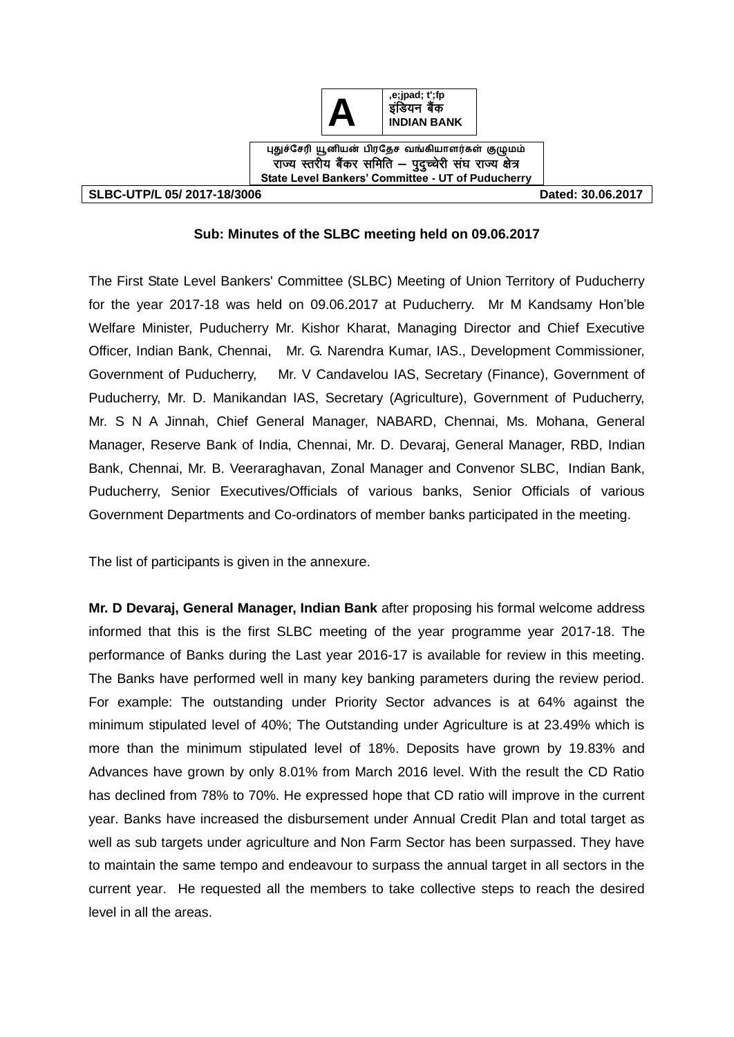A

,e;jpad; t';fp
इंडियन बैंक
**INDIAN BANK**

புதுச்சேரி யூனியன் பிரதேச வங்கியாளர்கள் குழுமம்
राज्य स्तरीय बैंकर समिति – पुदुच्चेरी संघ राज्य क्षेत्र
**State Level Bankers' Committee - UT of Puducherry**

**SLBC-UTP/L 05/ 2017-18/3006** **Dated: 30.06.2017**

**Sub: Minutes of the SLBC meeting held on 09.06.2017**

The First State Level Bankers' Committee (SLBC) Meeting of Union Territory of Puducherry for the year 2017-18 was held on 09.06.2017 at Puducherry. Mr M Kandsamy Hon'ble Welfare Minister, Puducherry Mr. Kishor Kharat, Managing Director and Chief Executive Officer, Indian Bank, Chennai, Mr. G. Narendra Kumar, IAS., Development Commissioner, Government of Puducherry, Mr. V Candavelou IAS, Secretary (Finance), Government of Puducherry, Mr. D. Manikandan IAS, Secretary (Agriculture), Government of Puducherry, Mr. S N A Jinnah, Chief General Manager, NABARD, Chennai, Ms. Mohana, General Manager, Reserve Bank of India, Chennai, Mr. D. Devaraj, General Manager, RBD, Indian Bank, Chennai, Mr. B. Veeraraghavan, Zonal Manager and Convenor SLBC, Indian Bank, Puducherry, Senior Executives/Officials of various banks, Senior Officials of various Government Departments and Co-ordinators of member banks participated in the meeting.

The list of participants is given in the annexure.

**Mr. D Devaraj, General Manager, Indian Bank** after proposing his formal welcome address informed that this is the first SLBC meeting of the year programme year 2017-18. The performance of Banks during the Last year 2016-17 is available for review in this meeting. The Banks have performed well in many key banking parameters during the review period. For example: The outstanding under Priority Sector advances is at 64% against the minimum stipulated level of 40%; The Outstanding under Agriculture is at 23.49% which is more than the minimum stipulated level of 18%. Deposits have grown by 19.83% and Advances have grown by only 8.01% from March 2016 level. With the result the CD Ratio has declined from 78% to 70%. He expressed hope that CD ratio will improve in the current year. Banks have increased the disbursement under Annual Credit Plan and total target as well as sub targets under agriculture and Non Farm Sector has been surpassed. They have to maintain the same tempo and endeavour to surpass the annual target in all sectors in the current year. He requested all the members to take collective steps to reach the desired level in all the areas.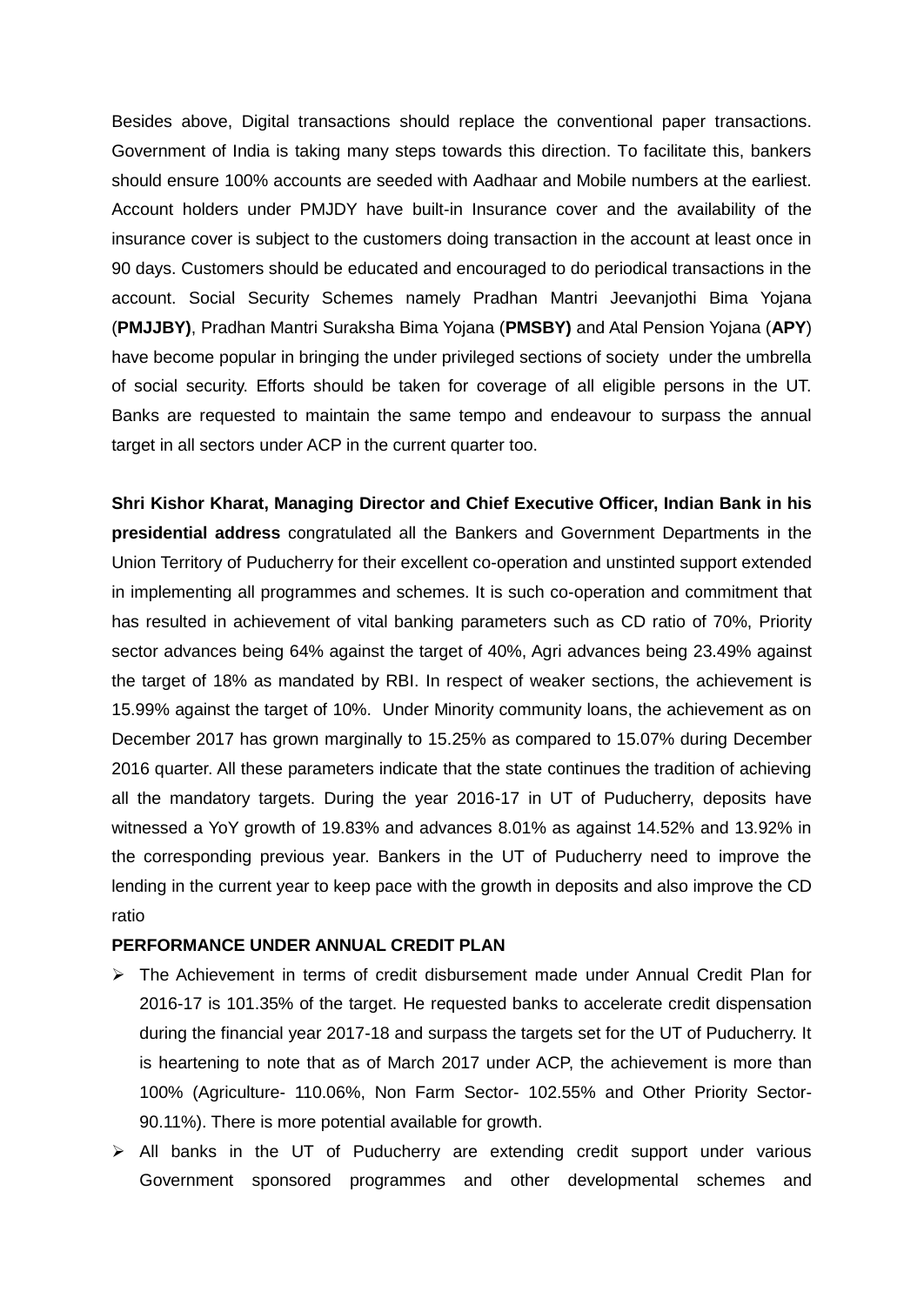Besides above, Digital transactions should replace the conventional paper transactions. Government of India is taking many steps towards this direction. To facilitate this, bankers should ensure 100% accounts are seeded with Aadhaar and Mobile numbers at the earliest. Account holders under PMJDY have built-in Insurance cover and the availability of the insurance cover is subject to the customers doing transaction in the account at least once in 90 days. Customers should be educated and encouraged to do periodical transactions in the account. Social Security Schemes namely Pradhan Mantri Jeevanjothi Bima Yojana (**PMJJBY)**, Pradhan Mantri Suraksha Bima Yojana (**PMSBY)** and Atal Pension Yojana (**APY**) have become popular in bringing the under privileged sections of society under the umbrella of social security. Efforts should be taken for coverage of all eligible persons in the UT. Banks are requested to maintain the same tempo and endeavour to surpass the annual target in all sectors under ACP in the current quarter too.

**Shri Kishor Kharat, Managing Director and Chief Executive Officer, Indian Bank in his presidential address** congratulated all the Bankers and Government Departments in the Union Territory of Puducherry for their excellent co-operation and unstinted support extended in implementing all programmes and schemes. It is such co-operation and commitment that has resulted in achievement of vital banking parameters such as CD ratio of 70%, Priority sector advances being 64% against the target of 40%, Agri advances being 23.49% against the target of 18% as mandated by RBI. In respect of weaker sections, the achievement is 15.99% against the target of 10%. Under Minority community loans, the achievement as on December 2017 has grown marginally to 15.25% as compared to 15.07% during December 2016 quarter. All these parameters indicate that the state continues the tradition of achieving all the mandatory targets. During the year 2016-17 in UT of Puducherry, deposits have witnessed a YoY growth of 19.83% and advances 8.01% as against 14.52% and 13.92% in the corresponding previous year. Bankers in the UT of Puducherry need to improve the lending in the current year to keep pace with the growth in deposits and also improve the CD ratio

**PERFORMANCE UNDER ANNUAL CREDIT PLAN**

- The Achievement in terms of credit disbursement made under Annual Credit Plan for 2016-17 is 101.35% of the target. He requested banks to accelerate credit dispensation during the financial year 2017-18 and surpass the targets set for the UT of Puducherry. It is heartening to note that as of March 2017 under ACP, the achievement is more than 100% (Agriculture- 110.06%, Non Farm Sector- 102.55% and Other Priority Sector- 90.11%). There is more potential available for growth.
- All banks in the UT of Puducherry are extending credit support under various Government sponsored programmes and other developmental schemes and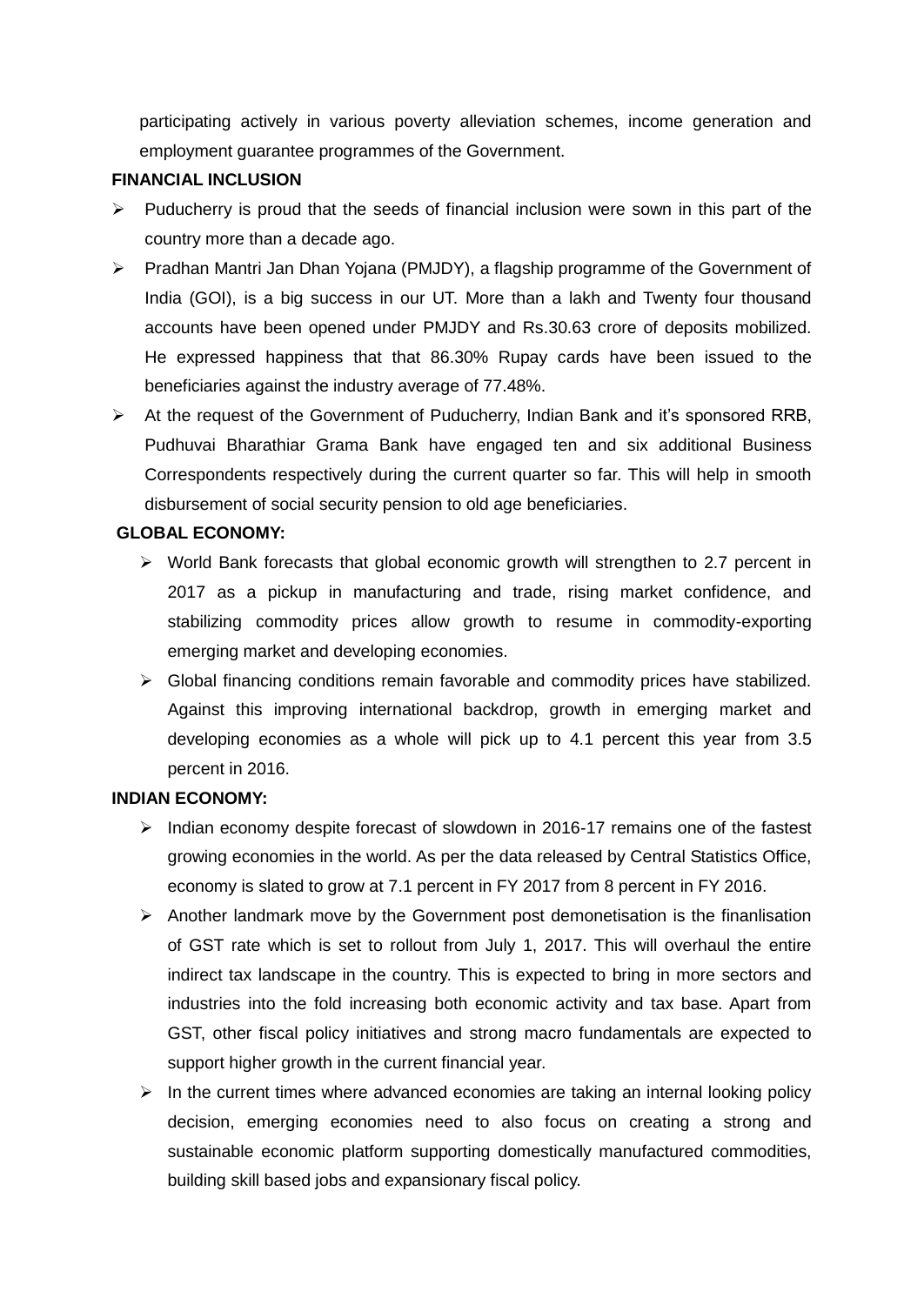participating actively in various poverty alleviation schemes, income generation and employment guarantee programmes of the Government.

**FINANCIAL INCLUSION**

- Puducherry is proud that the seeds of financial inclusion were sown in this part of the country more than a decade ago.
- Pradhan Mantri Jan Dhan Yojana (PMJDY), a flagship programme of the Government of India (GOI), is a big success in our UT. More than a lakh and Twenty four thousand accounts have been opened under PMJDY and Rs.30.63 crore of deposits mobilized. He expressed happiness that that 86.30% Rupay cards have been issued to the beneficiaries against the industry average of 77.48%.
- At the request of the Government of Puducherry, Indian Bank and it's sponsored RRB, Pudhuvai Bharathiar Grama Bank have engaged ten and six additional Business Correspondents respectively during the current quarter so far. This will help in smooth disbursement of social security pension to old age beneficiaries.

**GLOBAL ECONOMY:**

- World Bank forecasts that global economic growth will strengthen to 2.7 percent in 2017 as a pickup in manufacturing and trade, rising market confidence, and stabilizing commodity prices allow growth to resume in commodity-exporting emerging market and developing economies.
- Global financing conditions remain favorable and commodity prices have stabilized. Against this improving international backdrop, growth in emerging market and developing economies as a whole will pick up to 4.1 percent this year from 3.5 percent in 2016.

**INDIAN ECONOMY:**

- Indian economy despite forecast of slowdown in 2016-17 remains one of the fastest growing economies in the world. As per the data released by Central Statistics Office, economy is slated to grow at 7.1 percent in FY 2017 from 8 percent in FY 2016.
- Another landmark move by the Government post demonetisation is the finanlisation of GST rate which is set to rollout from July 1, 2017. This will overhaul the entire indirect tax landscape in the country. This is expected to bring in more sectors and industries into the fold increasing both economic activity and tax base. Apart from GST, other fiscal policy initiatives and strong macro fundamentals are expected to support higher growth in the current financial year.
- In the current times where advanced economies are taking an internal looking policy decision, emerging economies need to also focus on creating a strong and sustainable economic platform supporting domestically manufactured commodities, building skill based jobs and expansionary fiscal policy.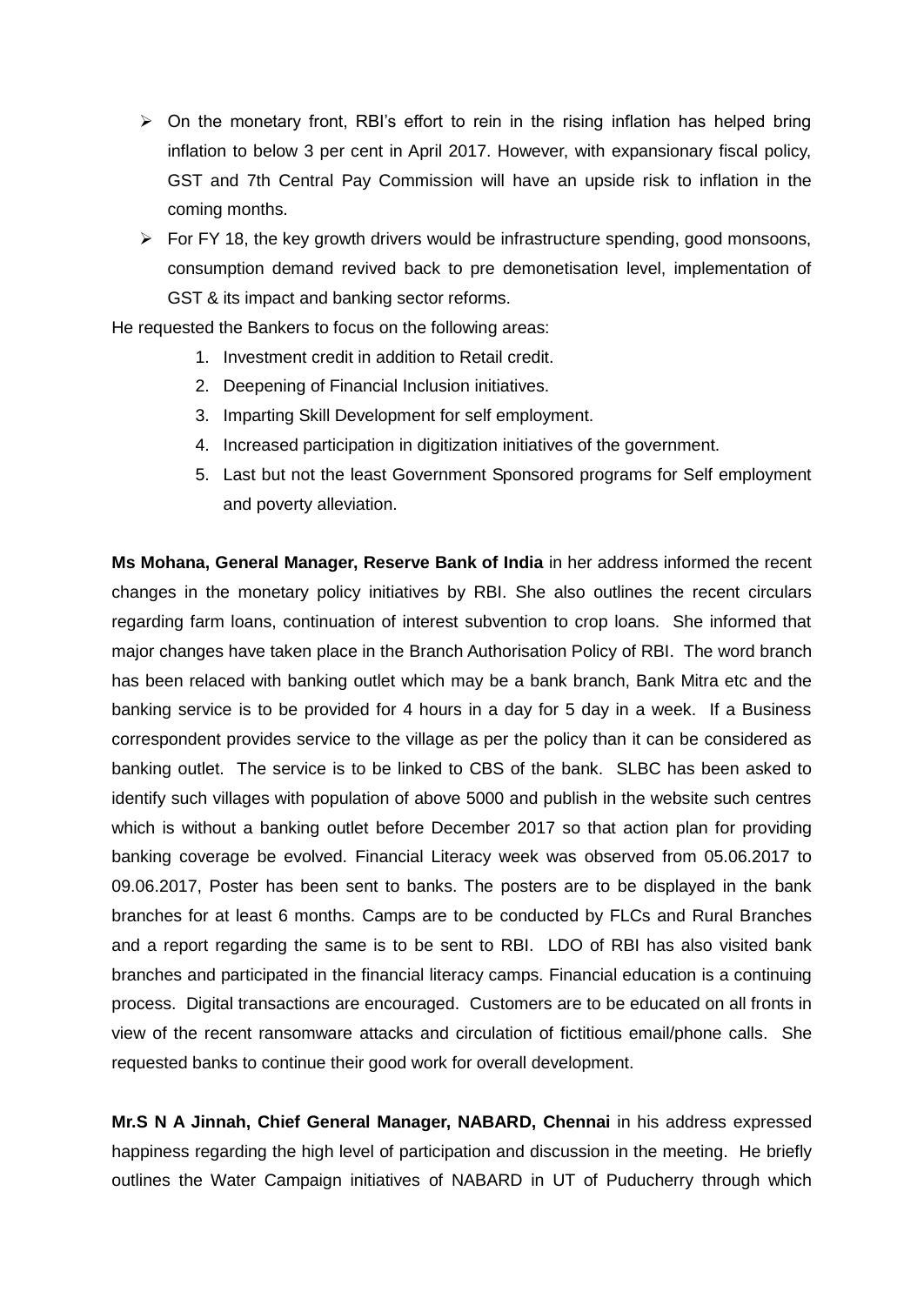- On the monetary front, RBI's effort to rein in the rising inflation has helped bring inflation to below 3 per cent in April 2017. However, with expansionary fiscal policy, GST and 7th Central Pay Commission will have an upside risk to inflation in the coming months.
- For FY 18, the key growth drivers would be infrastructure spending, good monsoons, consumption demand revived back to pre demonetisation level, implementation of GST & its impact and banking sector reforms.

He requested the Bankers to focus on the following areas:

1. Investment credit in addition to Retail credit.
2. Deepening of Financial Inclusion initiatives.
3. Imparting Skill Development for self employment.
4. Increased participation in digitization initiatives of the government.
5. Last but not the least Government Sponsored programs for Self employment and poverty alleviation.

**Ms Mohana, General Manager, Reserve Bank of India** in her address informed the recent changes in the monetary policy initiatives by RBI. She also outlines the recent circulars regarding farm loans, continuation of interest subvention to crop loans. She informed that major changes have taken place in the Branch Authorisation Policy of RBI. The word branch has been relaced with banking outlet which may be a bank branch, Bank Mitra etc and the banking service is to be provided for 4 hours in a day for 5 day in a week. If a Business correspondent provides service to the village as per the policy than it can be considered as banking outlet. The service is to be linked to CBS of the bank. SLBC has been asked to identify such villages with population of above 5000 and publish in the website such centres which is without a banking outlet before December 2017 so that action plan for providing banking coverage be evolved. Financial Literacy week was observed from 05.06.2017 to 09.06.2017, Poster has been sent to banks. The posters are to be displayed in the bank branches for at least 6 months. Camps are to be conducted by FLCs and Rural Branches and a report regarding the same is to be sent to RBI. LDO of RBI has also visited bank branches and participated in the financial literacy camps. Financial education is a continuing process. Digital transactions are encouraged. Customers are to be educated on all fronts in view of the recent ransomware attacks and circulation of fictitious email/phone calls. She requested banks to continue their good work for overall development.

**Mr.S N A Jinnah, Chief General Manager, NABARD, Chennai** in his address expressed happiness regarding the high level of participation and discussion in the meeting. He briefly outlines the Water Campaign initiatives of NABARD in UT of Puducherry through which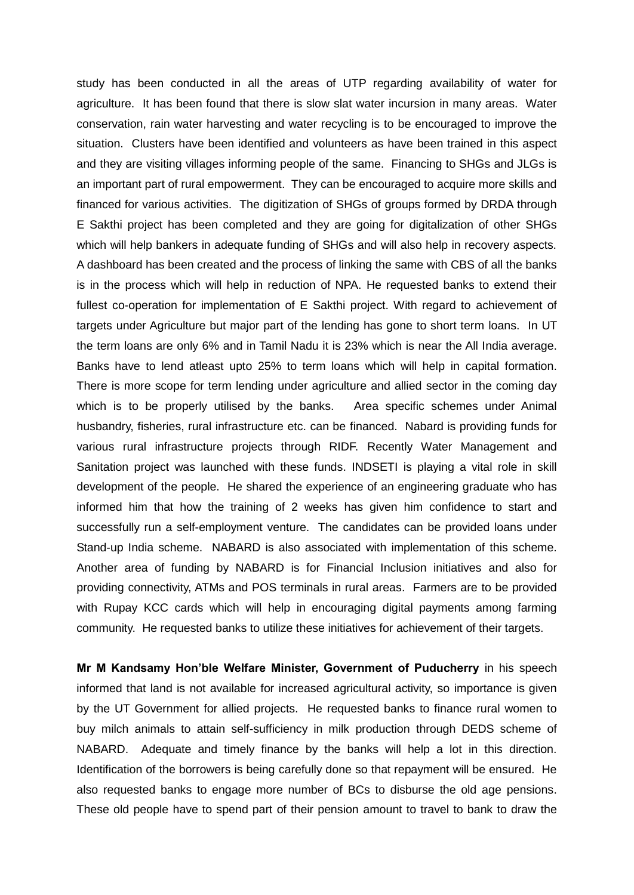study has been conducted in all the areas of UTP regarding availability of water for agriculture. It has been found that there is slow slat water incursion in many areas. Water conservation, rain water harvesting and water recycling is to be encouraged to improve the situation. Clusters have been identified and volunteers as have been trained in this aspect and they are visiting villages informing people of the same. Financing to SHGs and JLGs is an important part of rural empowerment. They can be encouraged to acquire more skills and financed for various activities. The digitization of SHGs of groups formed by DRDA through E Sakthi project has been completed and they are going for digitalization of other SHGs which will help bankers in adequate funding of SHGs and will also help in recovery aspects. A dashboard has been created and the process of linking the same with CBS of all the banks is in the process which will help in reduction of NPA. He requested banks to extend their fullest co-operation for implementation of E Sakthi project. With regard to achievement of targets under Agriculture but major part of the lending has gone to short term loans. In UT the term loans are only 6% and in Tamil Nadu it is 23% which is near the All India average. Banks have to lend atleast upto 25% to term loans which will help in capital formation. There is more scope for term lending under agriculture and allied sector in the coming day which is to be properly utilised by the banks. Area specific schemes under Animal husbandry, fisheries, rural infrastructure etc. can be financed. Nabard is providing funds for various rural infrastructure projects through RIDF. Recently Water Management and Sanitation project was launched with these funds. INDSETI is playing a vital role in skill development of the people. He shared the experience of an engineering graduate who has informed him that how the training of 2 weeks has given him confidence to start and successfully run a self-employment venture. The candidates can be provided loans under Stand-up India scheme. NABARD is also associated with implementation of this scheme. Another area of funding by NABARD is for Financial Inclusion initiatives and also for providing connectivity, ATMs and POS terminals in rural areas. Farmers are to be provided with Rupay KCC cards which will help in encouraging digital payments among farming community. He requested banks to utilize these initiatives for achievement of their targets.

**Mr M Kandsamy Hon'ble Welfare Minister, Government of Puducherry** in his speech informed that land is not available for increased agricultural activity, so importance is given by the UT Government for allied projects. He requested banks to finance rural women to buy milch animals to attain self-sufficiency in milk production through DEDS scheme of NABARD. Adequate and timely finance by the banks will help a lot in this direction. Identification of the borrowers is being carefully done so that repayment will be ensured. He also requested banks to engage more number of BCs to disburse the old age pensions. These old people have to spend part of their pension amount to travel to bank to draw the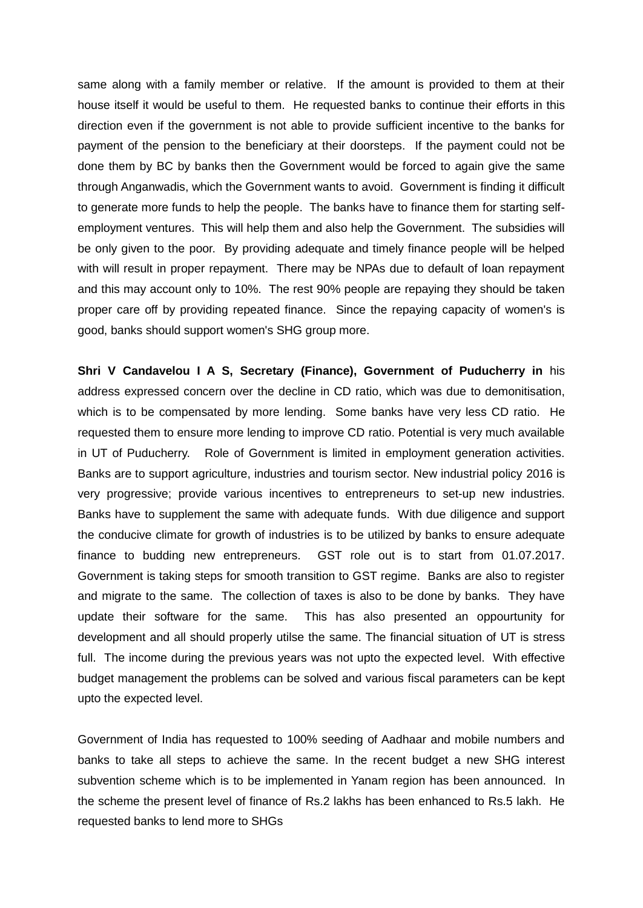same along with a family member or relative. If the amount is provided to them at their house itself it would be useful to them. He requested banks to continue their efforts in this direction even if the government is not able to provide sufficient incentive to the banks for payment of the pension to the beneficiary at their doorsteps. If the payment could not be done them by BC by banks then the Government would be forced to again give the same through Anganwadis, which the Government wants to avoid. Government is finding it difficult to generate more funds to help the people. The banks have to finance them for starting self-employment ventures. This will help them and also help the Government. The subsidies will be only given to the poor. By providing adequate and timely finance people will be helped with will result in proper repayment. There may be NPAs due to default of loan repayment and this may account only to 10%. The rest 90% people are repaying they should be taken proper care off by providing repeated finance. Since the repaying capacity of women's is good, banks should support women's SHG group more.

**Shri V Candavelou I A S, Secretary (Finance), Government of Puducherry in** his address expressed concern over the decline in CD ratio, which was due to demonitisation, which is to be compensated by more lending. Some banks have very less CD ratio. He requested them to ensure more lending to improve CD ratio. Potential is very much available in UT of Puducherry. Role of Government is limited in employment generation activities. Banks are to support agriculture, industries and tourism sector. New industrial policy 2016 is very progressive; provide various incentives to entrepreneurs to set-up new industries. Banks have to supplement the same with adequate funds. With due diligence and support the conducive climate for growth of industries is to be utilized by banks to ensure adequate finance to budding new entrepreneurs. GST role out is to start from 01.07.2017. Government is taking steps for smooth transition to GST regime. Banks are also to register and migrate to the same. The collection of taxes is also to be done by banks. They have update their software for the same. This has also presented an oppourtunity for development and all should properly utilse the same. The financial situation of UT is stress full. The income during the previous years was not upto the expected level. With effective budget management the problems can be solved and various fiscal parameters can be kept upto the expected level.

Government of India has requested to 100% seeding of Aadhaar and mobile numbers and banks to take all steps to achieve the same. In the recent budget a new SHG interest subvention scheme which is to be implemented in Yanam region has been announced. In the scheme the present level of finance of Rs.2 lakhs has been enhanced to Rs.5 lakh. He requested banks to lend more to SHGs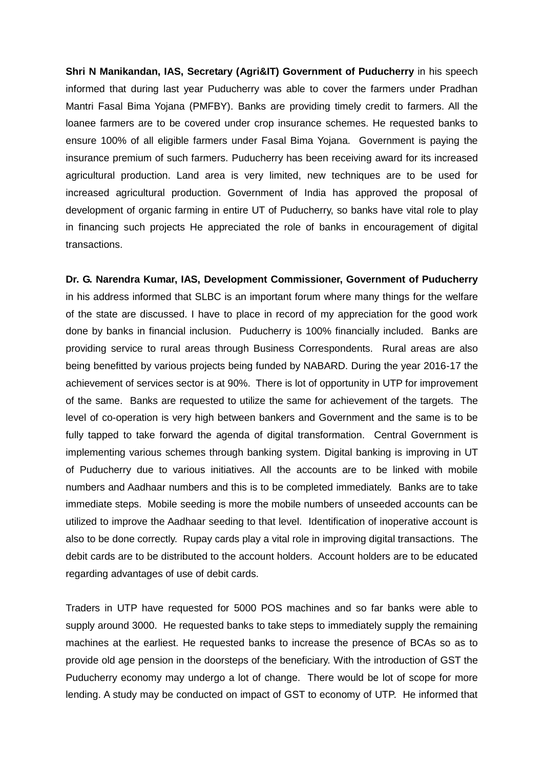**Shri N Manikandan, IAS, Secretary (Agri&IT) Government of Puducherry** in his speech informed that during last year Puducherry was able to cover the farmers under Pradhan Mantri Fasal Bima Yojana (PMFBY). Banks are providing timely credit to farmers. All the loanee farmers are to be covered under crop insurance schemes. He requested banks to ensure 100% of all eligible farmers under Fasal Bima Yojana. Government is paying the insurance premium of such farmers. Puducherry has been receiving award for its increased agricultural production. Land area is very limited, new techniques are to be used for increased agricultural production. Government of India has approved the proposal of development of organic farming in entire UT of Puducherry, so banks have vital role to play in financing such projects He appreciated the role of banks in encouragement of digital transactions.

**Dr. G. Narendra Kumar, IAS, Development Commissioner, Government of Puducherry** in his address informed that SLBC is an important forum where many things for the welfare of the state are discussed. I have to place in record of my appreciation for the good work done by banks in financial inclusion. Puducherry is 100% financially included. Banks are providing service to rural areas through Business Correspondents. Rural areas are also being benefitted by various projects being funded by NABARD. During the year 2016-17 the achievement of services sector is at 90%. There is lot of opportunity in UTP for improvement of the same. Banks are requested to utilize the same for achievement of the targets. The level of co-operation is very high between bankers and Government and the same is to be fully tapped to take forward the agenda of digital transformation. Central Government is implementing various schemes through banking system. Digital banking is improving in UT of Puducherry due to various initiatives. All the accounts are to be linked with mobile numbers and Aadhaar numbers and this is to be completed immediately. Banks are to take immediate steps. Mobile seeding is more the mobile numbers of unseeded accounts can be utilized to improve the Aadhaar seeding to that level. Identification of inoperative account is also to be done correctly. Rupay cards play a vital role in improving digital transactions. The debit cards are to be distributed to the account holders. Account holders are to be educated regarding advantages of use of debit cards.

Traders in UTP have requested for 5000 POS machines and so far banks were able to supply around 3000. He requested banks to take steps to immediately supply the remaining machines at the earliest. He requested banks to increase the presence of BCAs so as to provide old age pension in the doorsteps of the beneficiary. With the introduction of GST the Puducherry economy may undergo a lot of change. There would be lot of scope for more lending. A study may be conducted on impact of GST to economy of UTP. He informed that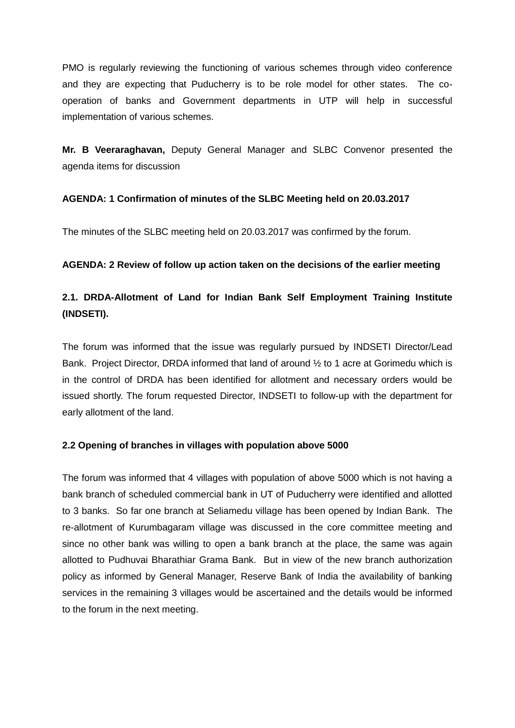PMO is regularly reviewing the functioning of various schemes through video conference and they are expecting that Puducherry is to be role model for other states. The co-operation of banks and Government departments in UTP will help in successful implementation of various schemes.

**Mr. B Veeraraghavan,** Deputy General Manager and SLBC Convenor presented the agenda items for discussion

**AGENDA: 1 Confirmation of minutes of the SLBC Meeting held on 20.03.2017**

The minutes of the SLBC meeting held on 20.03.2017 was confirmed by the forum.

**AGENDA: 2 Review of follow up action taken on the decisions of the earlier meeting**

**2.1. DRDA-Allotment of Land for Indian Bank Self Employment Training Institute (INDSETI).**

The forum was informed that the issue was regularly pursued by INDSETI Director/Lead Bank. Project Director, DRDA informed that land of around ½ to 1 acre at Gorimedu which is in the control of DRDA has been identified for allotment and necessary orders would be issued shortly. The forum requested Director, INDSETI to follow-up with the department for early allotment of the land.

**2.2 Opening of branches in villages with population above 5000**

The forum was informed that 4 villages with population of above 5000 which is not having a bank branch of scheduled commercial bank in UT of Puducherry were identified and allotted to 3 banks. So far one branch at Seliamedu village has been opened by Indian Bank. The re-allotment of Kurumbagaram village was discussed in the core committee meeting and since no other bank was willing to open a bank branch at the place, the same was again allotted to Pudhuvai Bharathiar Grama Bank. But in view of the new branch authorization policy as informed by General Manager, Reserve Bank of India the availability of banking services in the remaining 3 villages would be ascertained and the details would be informed to the forum in the next meeting.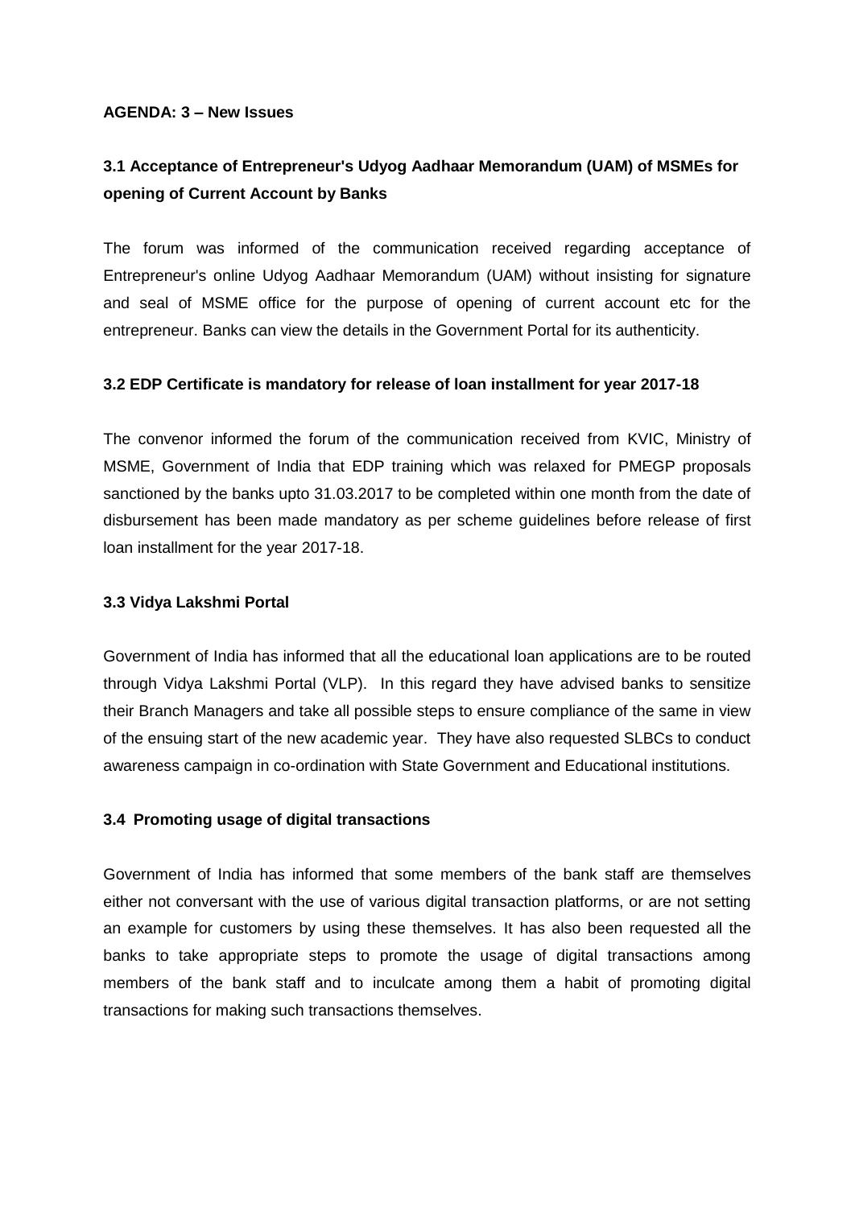**AGENDA: 3 – New Issues**

### 3.1 Acceptance of Entrepreneur's Udyog Aadhaar Memorandum (UAM) of MSMEs for opening of Current Account by Banks

The forum was informed of the communication received regarding acceptance of Entrepreneur's online Udyog Aadhaar Memorandum (UAM) without insisting for signature and seal of MSME office for the purpose of opening of current account etc for the entrepreneur. Banks can view the details in the Government Portal for its authenticity.

### 3.2 EDP Certificate is mandatory for release of loan installment for year 2017-18

The convenor informed the forum of the communication received from KVIC, Ministry of MSME, Government of India that EDP training which was relaxed for PMEGP proposals sanctioned by the banks upto 31.03.2017 to be completed within one month from the date of disbursement has been made mandatory as per scheme guidelines before release of first loan installment for the year 2017-18.

### 3.3 Vidya Lakshmi Portal

Government of India has informed that all the educational loan applications are to be routed through Vidya Lakshmi Portal (VLP). In this regard they have advised banks to sensitize their Branch Managers and take all possible steps to ensure compliance of the same in view of the ensuing start of the new academic year. They have also requested SLBCs to conduct awareness campaign in co-ordination with State Government and Educational institutions.

### 3.4 Promoting usage of digital transactions

Government of India has informed that some members of the bank staff are themselves either not conversant with the use of various digital transaction platforms, or are not setting an example for customers by using these themselves. It has also been requested all the banks to take appropriate steps to promote the usage of digital transactions among members of the bank staff and to inculcate among them a habit of promoting digital transactions for making such transactions themselves.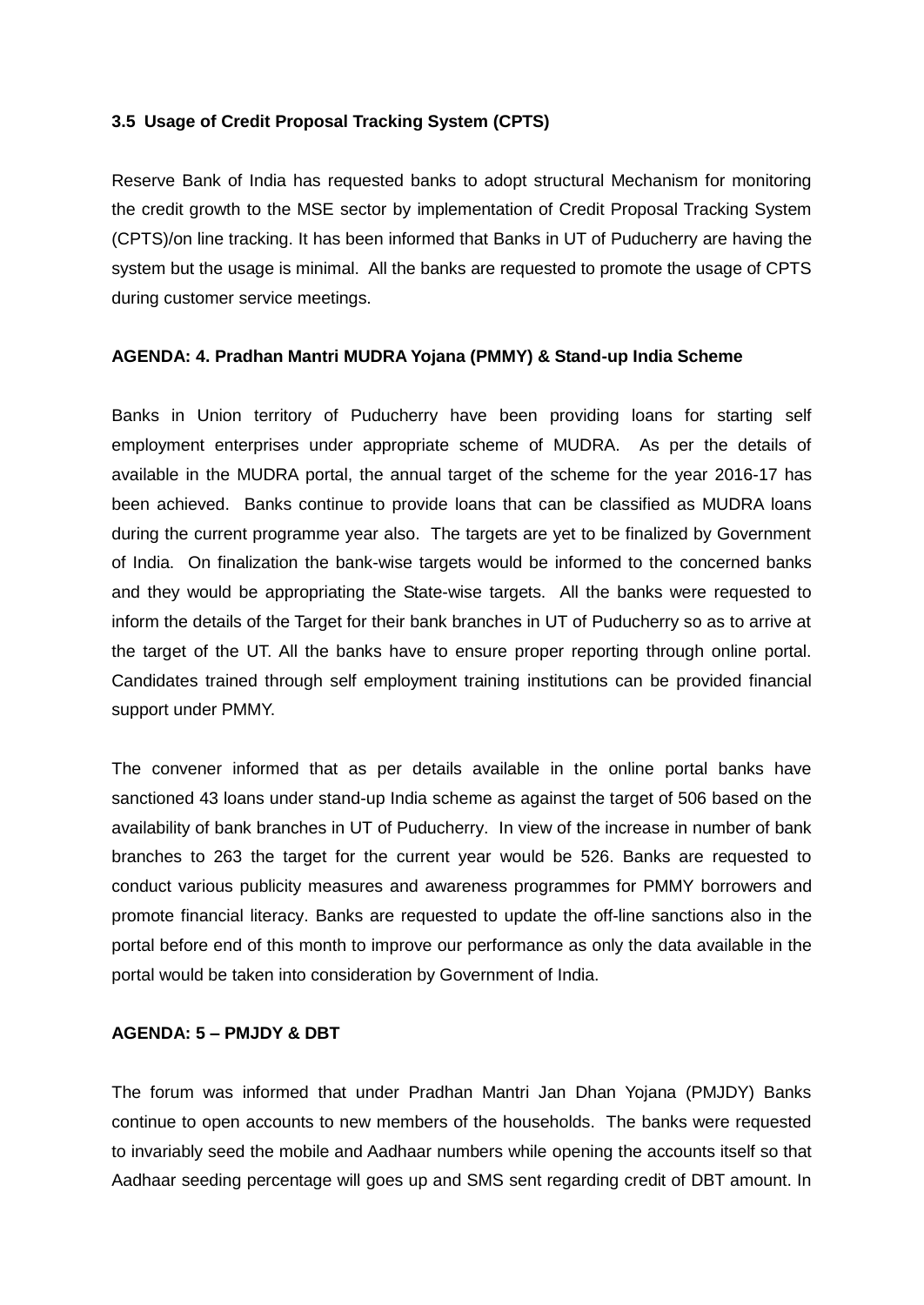**3.5 Usage of Credit Proposal Tracking System (CPTS)**

Reserve Bank of India has requested banks to adopt structural Mechanism for monitoring the credit growth to the MSE sector by implementation of Credit Proposal Tracking System (CPTS)/on line tracking. It has been informed that Banks in UT of Puducherry are having the system but the usage is minimal. All the banks are requested to promote the usage of CPTS during customer service meetings.

**AGENDA: 4. Pradhan Mantri MUDRA Yojana (PMMY) & Stand-up India Scheme**

Banks in Union territory of Puducherry have been providing loans for starting self employment enterprises under appropriate scheme of MUDRA. As per the details of available in the MUDRA portal, the annual target of the scheme for the year 2016-17 has been achieved. Banks continue to provide loans that can be classified as MUDRA loans during the current programme year also. The targets are yet to be finalized by Government of India. On finalization the bank-wise targets would be informed to the concerned banks and they would be appropriating the State-wise targets. All the banks were requested to inform the details of the Target for their bank branches in UT of Puducherry so as to arrive at the target of the UT. All the banks have to ensure proper reporting through online portal. Candidates trained through self employment training institutions can be provided financial support under PMMY.

The convener informed that as per details available in the online portal banks have sanctioned 43 loans under stand-up India scheme as against the target of 506 based on the availability of bank branches in UT of Puducherry. In view of the increase in number of bank branches to 263 the target for the current year would be 526. Banks are requested to conduct various publicity measures and awareness programmes for PMMY borrowers and promote financial literacy. Banks are requested to update the off-line sanctions also in the portal before end of this month to improve our performance as only the data available in the portal would be taken into consideration by Government of India.

**AGENDA: 5 – PMJDY & DBT**

The forum was informed that under Pradhan Mantri Jan Dhan Yojana (PMJDY) Banks continue to open accounts to new members of the households. The banks were requested to invariably seed the mobile and Aadhaar numbers while opening the accounts itself so that Aadhaar seeding percentage will goes up and SMS sent regarding credit of DBT amount. In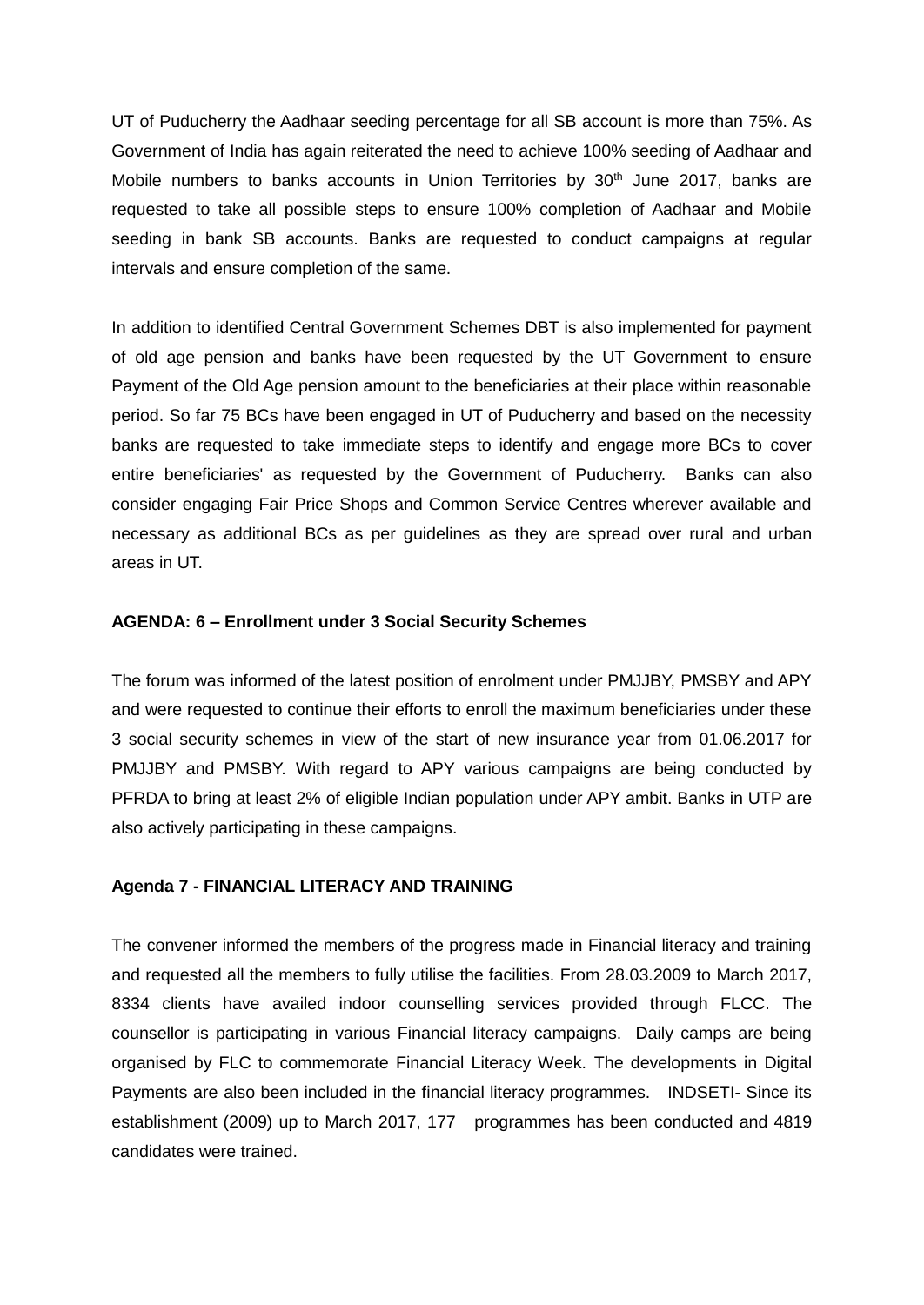UT of Puducherry the Aadhaar seeding percentage for all SB account is more than 75%. As Government of India has again reiterated the need to achieve 100% seeding of Aadhaar and Mobile numbers to banks accounts in Union Territories by 30th June 2017, banks are requested to take all possible steps to ensure 100% completion of Aadhaar and Mobile seeding in bank SB accounts. Banks are requested to conduct campaigns at regular intervals and ensure completion of the same.

In addition to identified Central Government Schemes DBT is also implemented for payment of old age pension and banks have been requested by the UT Government to ensure Payment of the Old Age pension amount to the beneficiaries at their place within reasonable period. So far 75 BCs have been engaged in UT of Puducherry and based on the necessity banks are requested to take immediate steps to identify and engage more BCs to cover entire beneficiaries' as requested by the Government of Puducherry. Banks can also consider engaging Fair Price Shops and Common Service Centres wherever available and necessary as additional BCs as per guidelines as they are spread over rural and urban areas in UT.

**AGENDA: 6 – Enrollment under 3 Social Security Schemes**

The forum was informed of the latest position of enrolment under PMJJBY, PMSBY and APY and were requested to continue their efforts to enroll the maximum beneficiaries under these 3 social security schemes in view of the start of new insurance year from 01.06.2017 for PMJJBY and PMSBY. With regard to APY various campaigns are being conducted by PFRDA to bring at least 2% of eligible Indian population under APY ambit. Banks in UTP are also actively participating in these campaigns.

**Agenda 7 - FINANCIAL LITERACY AND TRAINING**

The convener informed the members of the progress made in Financial literacy and training and requested all the members to fully utilise the facilities. From 28.03.2009 to March 2017, 8334 clients have availed indoor counselling services provided through FLCC. The counsellor is participating in various Financial literacy campaigns. Daily camps are being organised by FLC to commemorate Financial Literacy Week. The developments in Digital Payments are also been included in the financial literacy programmes. INDSETI- Since its establishment (2009) up to March 2017, 177 programmes has been conducted and 4819 candidates were trained.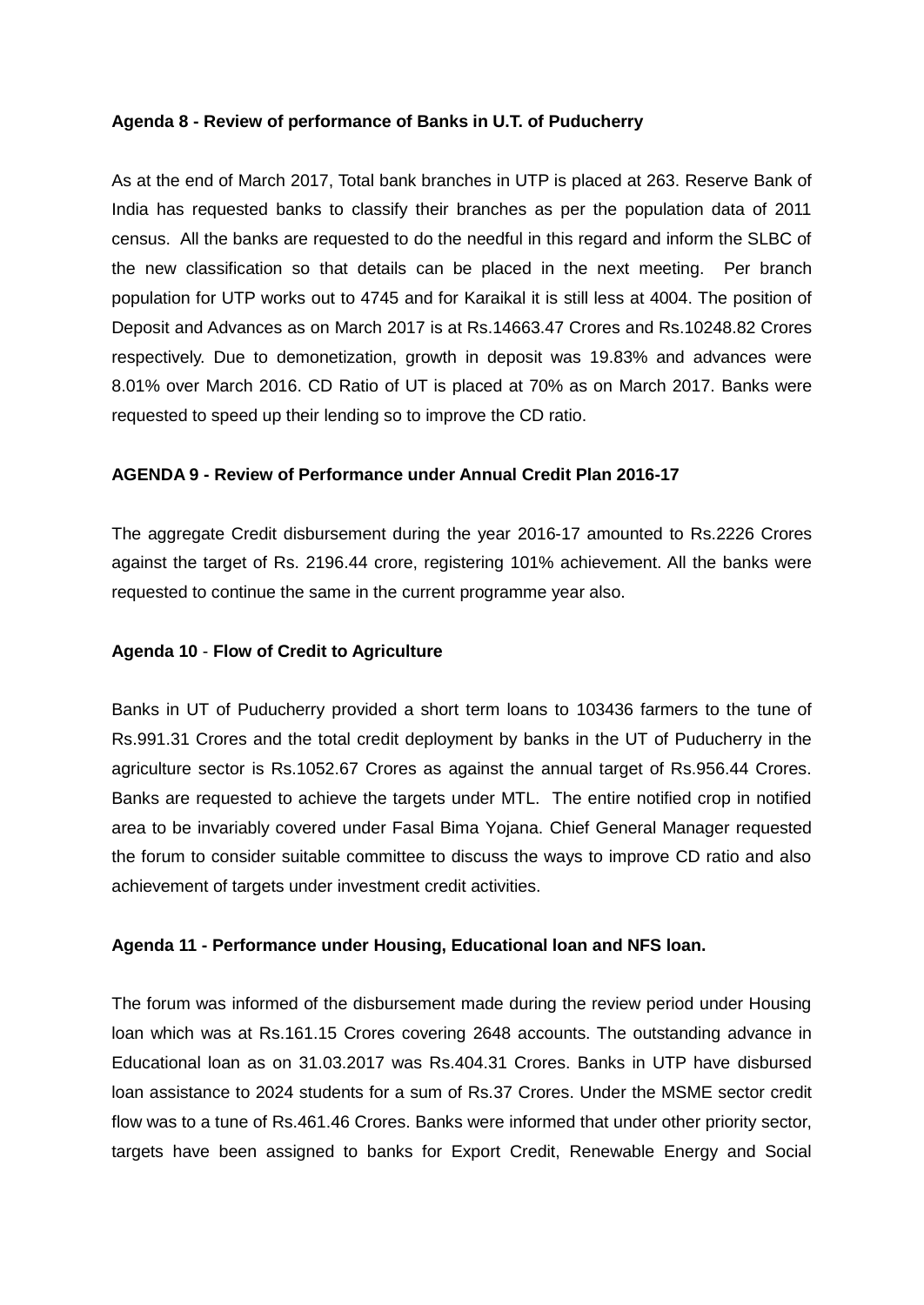**Agenda 8 - Review of performance of Banks in U.T. of Puducherry**

As at the end of March 2017, Total bank branches in UTP is placed at 263. Reserve Bank of India has requested banks to classify their branches as per the population data of 2011 census. All the banks are requested to do the needful in this regard and inform the SLBC of the new classification so that details can be placed in the next meeting. Per branch population for UTP works out to 4745 and for Karaikal it is still less at 4004. The position of Deposit and Advances as on March 2017 is at Rs.14663.47 Crores and Rs.10248.82 Crores respectively. Due to demonetization, growth in deposit was 19.83% and advances were 8.01% over March 2016. CD Ratio of UT is placed at 70% as on March 2017. Banks were requested to speed up their lending so to improve the CD ratio.

**AGENDA 9 - Review of Performance under Annual Credit Plan 2016-17**

The aggregate Credit disbursement during the year 2016-17 amounted to Rs.2226 Crores against the target of Rs. 2196.44 crore, registering 101% achievement. All the banks were requested to continue the same in the current programme year also.

**Agenda 10** - **Flow of Credit to Agriculture**

Banks in UT of Puducherry provided a short term loans to 103436 farmers to the tune of Rs.991.31 Crores and the total credit deployment by banks in the UT of Puducherry in the agriculture sector is Rs.1052.67 Crores as against the annual target of Rs.956.44 Crores. Banks are requested to achieve the targets under MTL. The entire notified crop in notified area to be invariably covered under Fasal Bima Yojana. Chief General Manager requested the forum to consider suitable committee to discuss the ways to improve CD ratio and also achievement of targets under investment credit activities.

**Agenda 11 - Performance under Housing, Educational loan and NFS loan.**

The forum was informed of the disbursement made during the review period under Housing loan which was at Rs.161.15 Crores covering 2648 accounts. The outstanding advance in Educational loan as on 31.03.2017 was Rs.404.31 Crores. Banks in UTP have disbursed loan assistance to 2024 students for a sum of Rs.37 Crores. Under the MSME sector credit flow was to a tune of Rs.461.46 Crores. Banks were informed that under other priority sector, targets have been assigned to banks for Export Credit, Renewable Energy and Social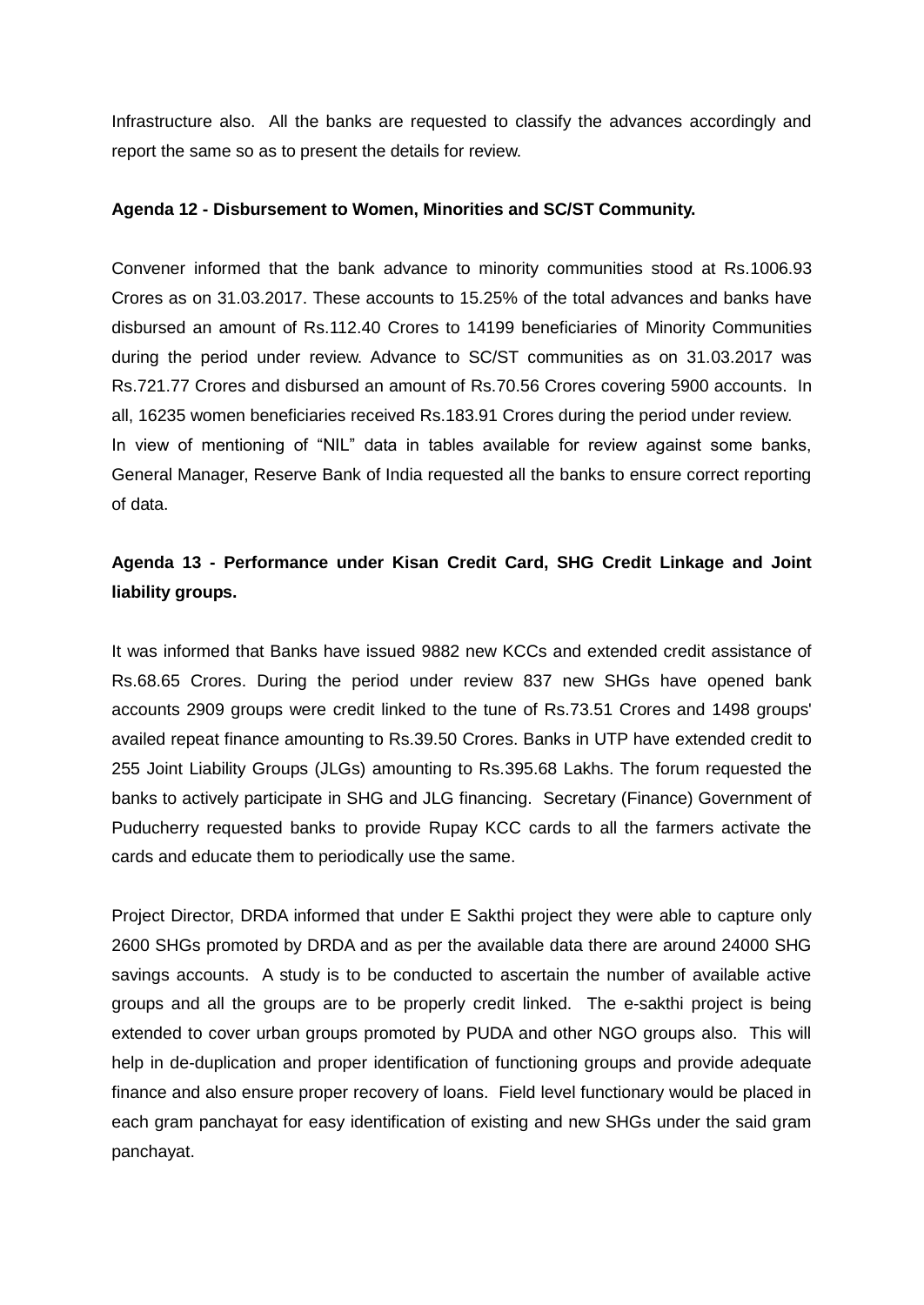Infrastructure also. All the banks are requested to classify the advances accordingly and report the same so as to present the details for review.

**Agenda 12 - Disbursement to Women, Minorities and SC/ST Community.**

Convener informed that the bank advance to minority communities stood at Rs.1006.93 Crores as on 31.03.2017. These accounts to 15.25% of the total advances and banks have disbursed an amount of Rs.112.40 Crores to 14199 beneficiaries of Minority Communities during the period under review. Advance to SC/ST communities as on 31.03.2017 was Rs.721.77 Crores and disbursed an amount of Rs.70.56 Crores covering 5900 accounts. In all, 16235 women beneficiaries received Rs.183.91 Crores during the period under review.
In view of mentioning of "NIL" data in tables available for review against some banks, General Manager, Reserve Bank of India requested all the banks to ensure correct reporting of data.

**Agenda 13 - Performance under Kisan Credit Card, SHG Credit Linkage and Joint liability groups.**

It was informed that Banks have issued 9882 new KCCs and extended credit assistance of Rs.68.65 Crores. During the period under review 837 new SHGs have opened bank accounts 2909 groups were credit linked to the tune of Rs.73.51 Crores and 1498 groups' availed repeat finance amounting to Rs.39.50 Crores. Banks in UTP have extended credit to 255 Joint Liability Groups (JLGs) amounting to Rs.395.68 Lakhs. The forum requested the banks to actively participate in SHG and JLG financing. Secretary (Finance) Government of Puducherry requested banks to provide Rupay KCC cards to all the farmers activate the cards and educate them to periodically use the same.

Project Director, DRDA informed that under E Sakthi project they were able to capture only 2600 SHGs promoted by DRDA and as per the available data there are around 24000 SHG savings accounts. A study is to be conducted to ascertain the number of available active groups and all the groups are to be properly credit linked. The e-sakthi project is being extended to cover urban groups promoted by PUDA and other NGO groups also. This will help in de-duplication and proper identification of functioning groups and provide adequate finance and also ensure proper recovery of loans. Field level functionary would be placed in each gram panchayat for easy identification of existing and new SHGs under the said gram panchayat.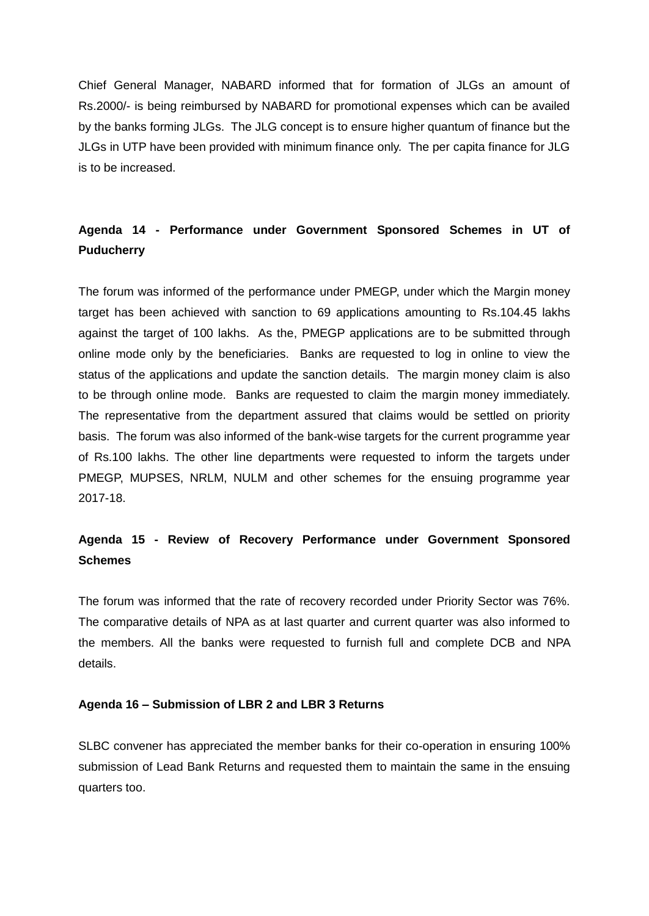Chief General Manager, NABARD informed that for formation of JLGs an amount of Rs.2000/- is being reimbursed by NABARD for promotional expenses which can be availed by the banks forming JLGs. The JLG concept is to ensure higher quantum of finance but the JLGs in UTP have been provided with minimum finance only. The per capita finance for JLG is to be increased.

**Agenda 14 - Performance under Government Sponsored Schemes in UT of Puducherry**

The forum was informed of the performance under PMEGP, under which the Margin money target has been achieved with sanction to 69 applications amounting to Rs.104.45 lakhs against the target of 100 lakhs. As the, PMEGP applications are to be submitted through online mode only by the beneficiaries. Banks are requested to log in online to view the status of the applications and update the sanction details. The margin money claim is also to be through online mode. Banks are requested to claim the margin money immediately. The representative from the department assured that claims would be settled on priority basis. The forum was also informed of the bank-wise targets for the current programme year of Rs.100 lakhs. The other line departments were requested to inform the targets under PMEGP, MUPSES, NRLM, NULM and other schemes for the ensuing programme year 2017-18.

**Agenda 15 - Review of Recovery Performance under Government Sponsored Schemes**

The forum was informed that the rate of recovery recorded under Priority Sector was 76%. The comparative details of NPA as at last quarter and current quarter was also informed to the members. All the banks were requested to furnish full and complete DCB and NPA details.

**Agenda 16 – Submission of LBR 2 and LBR 3 Returns**

SLBC convener has appreciated the member banks for their co-operation in ensuring 100% submission of Lead Bank Returns and requested them to maintain the same in the ensuing quarters too.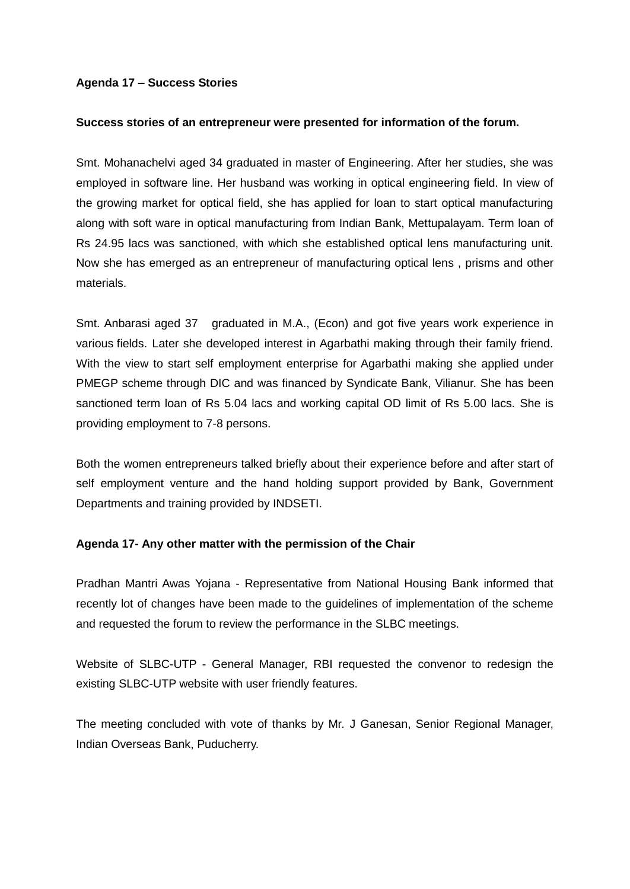**Agenda 17 – Success Stories**

**Success stories of an entrepreneur were presented for information of the forum.**

Smt. Mohanachelvi aged 34 graduated in master of Engineering. After her studies, she was employed in software line. Her husband was working in optical engineering field. In view of the growing market for optical field, she has applied for loan to start optical manufacturing along with soft ware in optical manufacturing from Indian Bank, Mettupalayam. Term loan of Rs 24.95 lacs was sanctioned, with which she established optical lens manufacturing unit. Now she has emerged as an entrepreneur of manufacturing optical lens , prisms and other materials.

Smt. Anbarasi aged 37 graduated in M.A., (Econ) and got five years work experience in various fields. Later she developed interest in Agarbathi making through their family friend. With the view to start self employment enterprise for Agarbathi making she applied under PMEGP scheme through DIC and was financed by Syndicate Bank, Vilianur. She has been sanctioned term loan of Rs 5.04 lacs and working capital OD limit of Rs 5.00 lacs. She is providing employment to 7-8 persons.

Both the women entrepreneurs talked briefly about their experience before and after start of self employment venture and the hand holding support provided by Bank, Government Departments and training provided by INDSETI.

**Agenda 17- Any other matter with the permission of the Chair**

Pradhan Mantri Awas Yojana - Representative from National Housing Bank informed that recently lot of changes have been made to the guidelines of implementation of the scheme and requested the forum to review the performance in the SLBC meetings.

Website of SLBC-UTP - General Manager, RBI requested the convenor to redesign the existing SLBC-UTP website with user friendly features.

The meeting concluded with vote of thanks by Mr. J Ganesan, Senior Regional Manager, Indian Overseas Bank, Puducherry.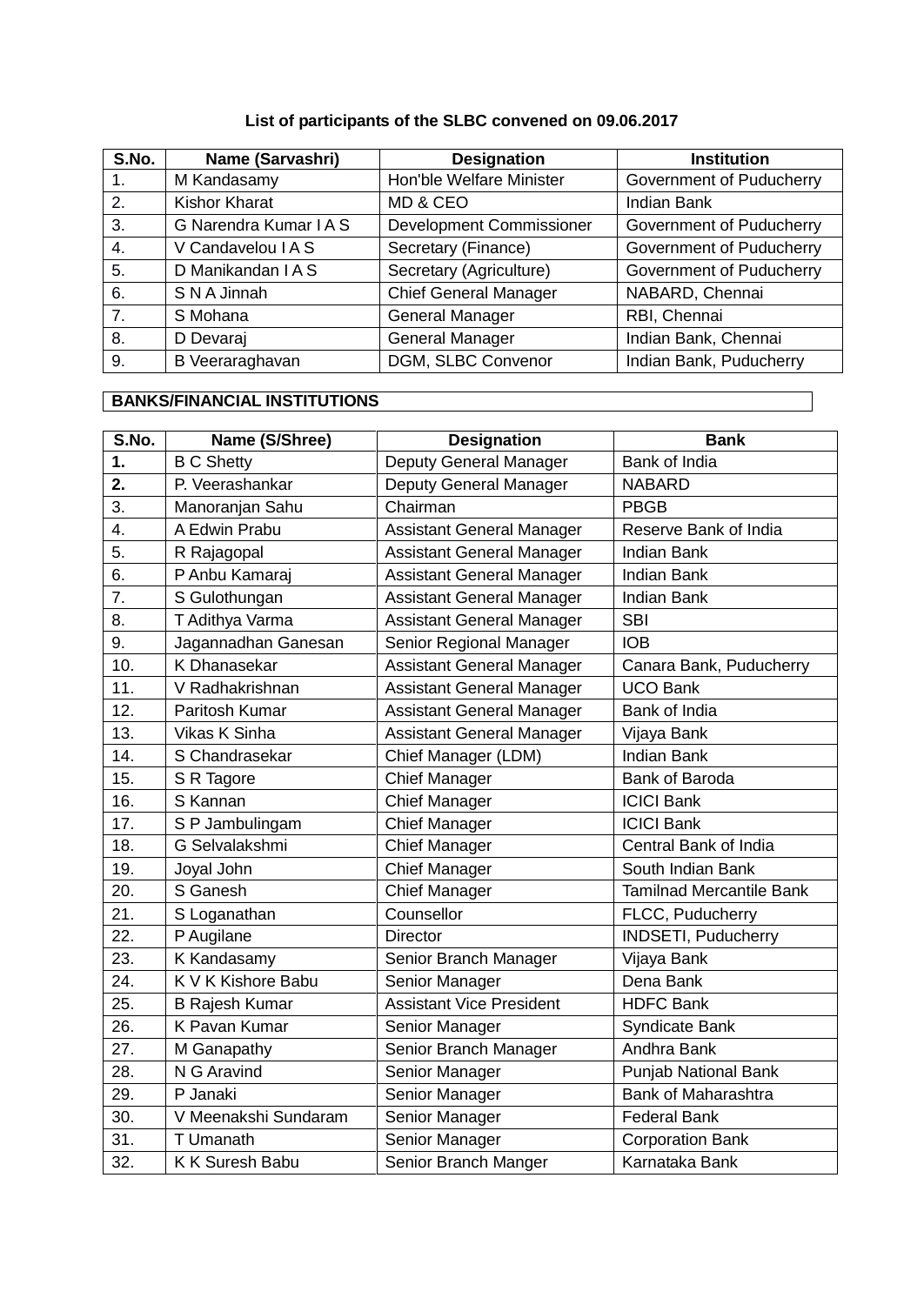**List of participants of the SLBC convened on 09.06.2017**

| S.No. | Name (Sarvashri) | Designation | Institution |
|---|---|---|---|
| 1. | M Kandasamy | Hon'ble Welfare Minister | Government of Puducherry |
| 2. | Kishor Kharat | MD & CEO | Indian Bank |
| 3. | G Narendra Kumar I A S | Development Commissioner | Government of Puducherry |
| 4. | V Candavelou I A S | Secretary (Finance) | Government of Puducherry |
| 5. | D Manikandan I A S | Secretary (Agriculture) | Government of Puducherry |
| 6. | S N A Jinnah | Chief General Manager | NABARD, Chennai |
| 7. | S Mohana | General Manager | RBI, Chennai |
| 8. | D Devaraj | General Manager | Indian Bank, Chennai |
| 9. | B Veeraraghavan | DGM, SLBC Convenor | Indian Bank, Puducherry |

**BANKS/FINANCIAL INSTITUTIONS**

| S.No. | Name (S/Shree) | Designation | Bank |
|---|---|---|---|
| **1.** | B C Shetty | Deputy General Manager | Bank of India |
| **2.** | P. Veerashankar | Deputy General Manager | NABARD |
| 3. | Manoranjan Sahu | Chairman | PBGB |
| 4. | A Edwin Prabu | Assistant General Manager | Reserve Bank of India |
| 5. | R Rajagopal | Assistant General Manager | Indian Bank |
| 6. | P Anbu Kamaraj | Assistant General Manager | Indian Bank |
| 7. | S Gulothungan | Assistant General Manager | Indian Bank |
| 8. | T Adithya Varma | Assistant General Manager | SBI |
| 9. | Jagannadhan Ganesan | Senior Regional Manager | IOB |
| 10. | K Dhanasekar | Assistant General Manager | Canara Bank, Puducherry |
| 11. | V Radhakrishnan | Assistant General Manager | UCO Bank |
| 12. | Paritosh Kumar | Assistant General Manager | Bank of India |
| 13. | Vikas K Sinha | Assistant General Manager | Vijaya Bank |
| 14. | S Chandrasekar | Chief Manager (LDM) | Indian Bank |
| 15. | S R Tagore | Chief Manager | Bank of Baroda |
| 16. | S Kannan | Chief Manager | ICICI Bank |
| 17. | S P Jambulingam | Chief Manager | ICICI Bank |
| 18. | G Selvalakshmi | Chief Manager | Central Bank of India |
| 19. | Joyal John | Chief Manager | South Indian Bank |
| 20. | S Ganesh | Chief Manager | Tamilnad Mercantile Bank |
| 21. | S Loganathan | Counsellor | FLCC, Puducherry |
| 22. | P Augilane | Director | INDSETI, Puducherry |
| 23. | K Kandasamy | Senior Branch Manager | Vijaya Bank |
| 24. | K V K Kishore Babu | Senior Manager | Dena Bank |
| 25. | B Rajesh Kumar | Assistant Vice President | HDFC Bank |
| 26. | K Pavan Kumar | Senior Manager | Syndicate Bank |
| 27. | M Ganapathy | Senior Branch Manager | Andhra Bank |
| 28. | N G Aravind | Senior Manager | Punjab National Bank |
| 29. | P Janaki | Senior Manager | Bank of Maharashtra |
| 30. | V Meenakshi Sundaram | Senior Manager | Federal Bank |
| 31. | T Umanath | Senior Manager | Corporation Bank |
| 32. | K K Suresh Babu | Senior Branch Manger | Karnataka Bank |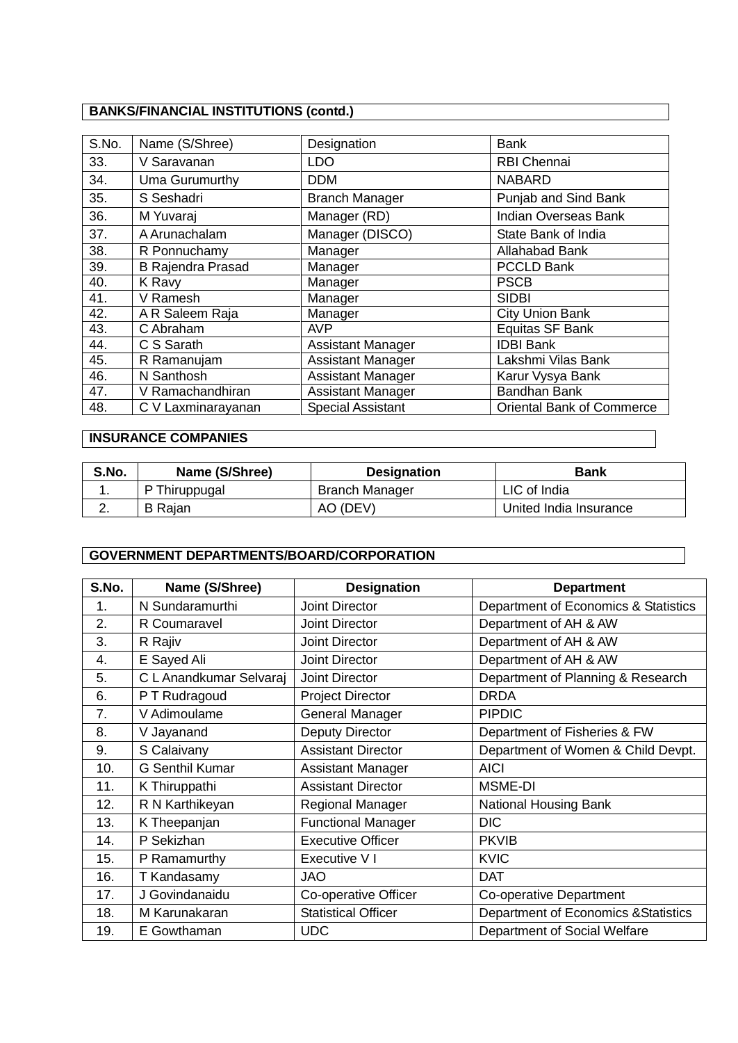**BANKS/FINANCIAL INSTITUTIONS (contd.)**

| S.No. | Name (S/Shree) | Designation | Bank |
|---|---|---|---|
| 33. | V Saravanan | LDO | RBI Chennai |
| 34. | Uma Gurumurthy | DDM | NABARD |
| 35. | S Seshadri | Branch Manager | Punjab and Sind Bank |
| 36. | M Yuvaraj | Manager (RD) | Indian Overseas Bank |
| 37. | A Arunachalam | Manager (DISCO) | State Bank of India |
| 38. | R Ponnuchamy | Manager | Allahabad Bank |
| 39. | B Rajendra Prasad | Manager | PCCLD Bank |
| 40. | K Ravy | Manager | PSCB |
| 41. | V Ramesh | Manager | SIDBI |
| 42. | A R Saleem Raja | Manager | City Union Bank |
| 43. | C Abraham | AVP | Equitas SF Bank |
| 44. | C S Sarath | Assistant Manager | IDBI Bank |
| 45. | R Ramanujam | Assistant Manager | Lakshmi Vilas Bank |
| 46. | N Santhosh | Assistant Manager | Karur Vysya Bank |
| 47. | V Ramachandhiran | Assistant Manager | Bandhan Bank |
| 48. | C V Laxminarayanan | Special Assistant | Oriental Bank of Commerce |

**INSURANCE COMPANIES**

| S.No. | Name (S/Shree) | Designation | Bank |
|---|---|---|---|
| 1. | P Thiruppugal | Branch Manager | LIC of India |
| 2. | B Rajan | AO (DEV) | United India Insurance |

**GOVERNMENT DEPARTMENTS/BOARD/CORPORATION**

| S.No. | Name (S/Shree) | Designation | Department |
|---|---|---|---|
| 1. | N Sundaramurthi | Joint Director | Department of Economics & Statistics |
| 2. | R Coumaravel | Joint Director | Department of AH & AW |
| 3. | R Rajiv | Joint Director | Department of AH & AW |
| 4. | E Sayed Ali | Joint Director | Department of AH & AW |
| 5. | C L Anandkumar Selvaraj | Joint Director | Department of Planning & Research |
| 6. | P T Rudragoud | Project Director | DRDA |
| 7. | V Adimoulame | General Manager | PIPDIC |
| 8. | V Jayanand | Deputy Director | Department of Fisheries & FW |
| 9. | S Calaivany | Assistant Director | Department of Women & Child Devpt. |
| 10. | G Senthil Kumar | Assistant Manager | AICI |
| 11. | K Thiruppathi | Assistant Director | MSME-DI |
| 12. | R N Karthikeyan | Regional Manager | National Housing Bank |
| 13. | K Theepanjan | Functional Manager | DIC |
| 14. | P Sekizhan | Executive Officer | PKVIB |
| 15. | P Ramamurthy | Executive V I | KVIC |
| 16. | T Kandasamy | JAO | DAT |
| 17. | J Govindanaidu | Co-operative Officer | Co-operative Department |
| 18. | M Karunakaran | Statistical Officer | Department of Economics &Statistics |
| 19. | E Gowthaman | UDC | Department of Social Welfare |